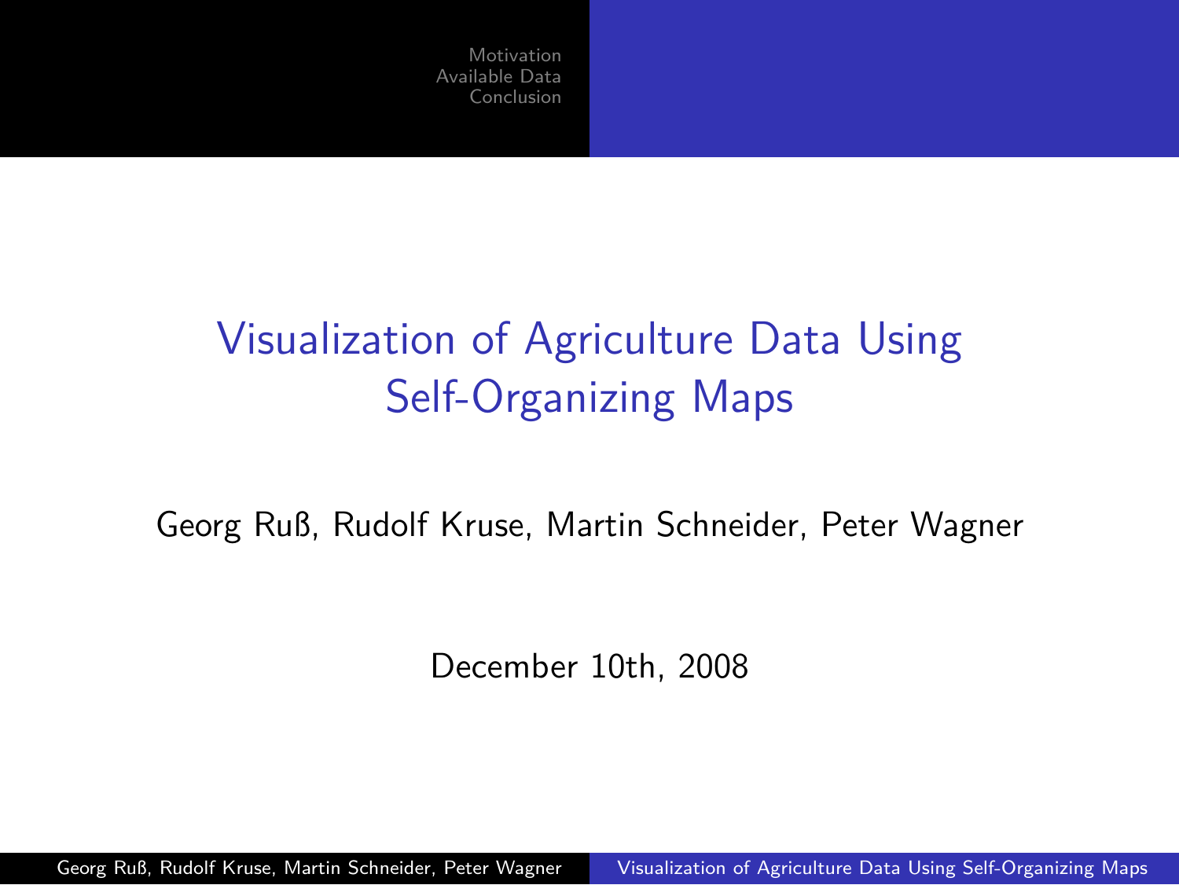# Visualization of Agriculture Data Using Self-Organizing Maps

Georg Ruß, Rudolf Kruse, Martin Schneider, Peter Wagner

December 10th, 2008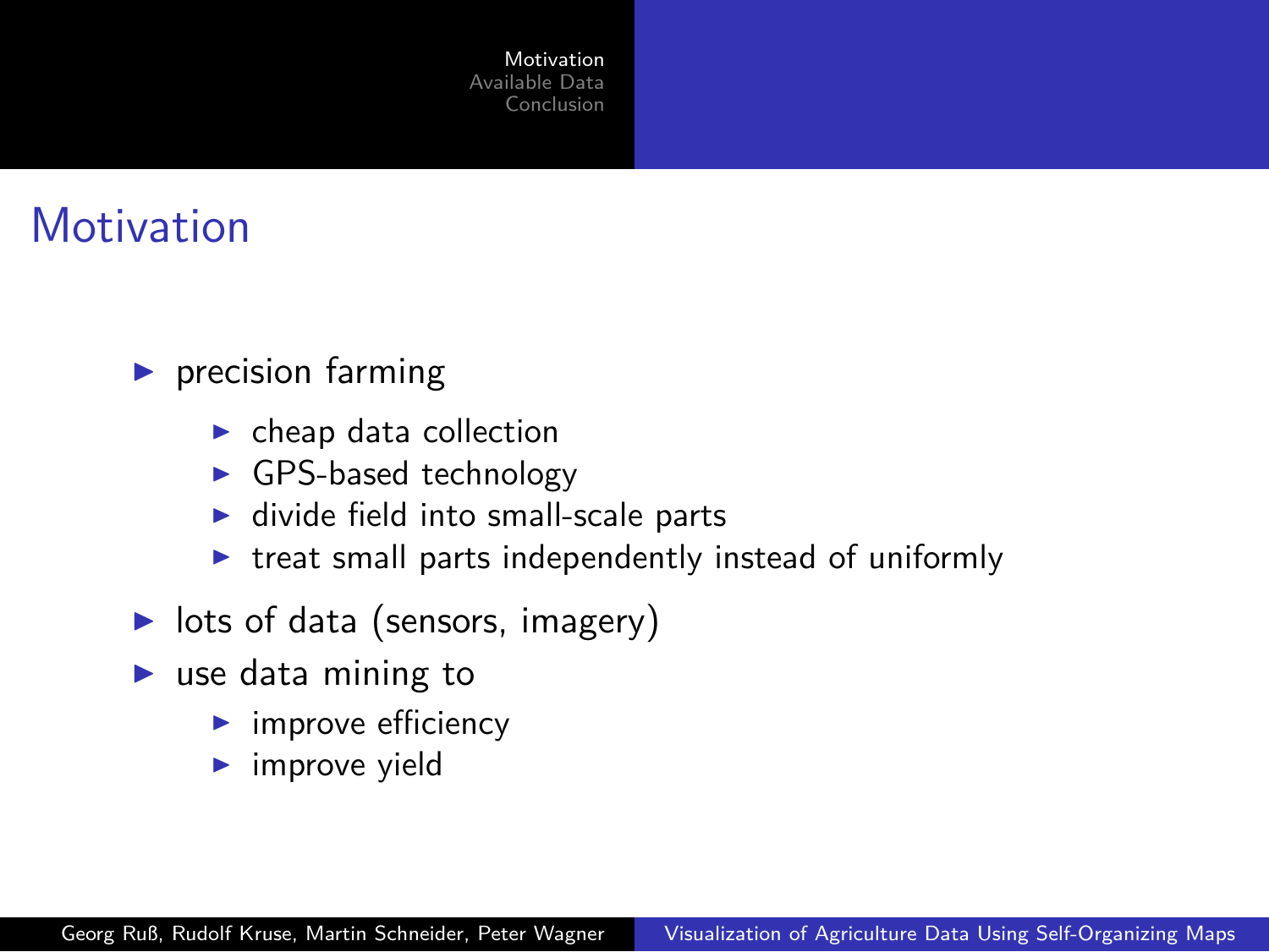# Motivation

- precision farming
  - cheap data collection
  - GPS-based technology
  - divide field into small-scale parts
  - treat small parts independently instead of uniformly
- lots of data (sensors, imagery)
- use data mining to
  - improve efficiency
  - improve yield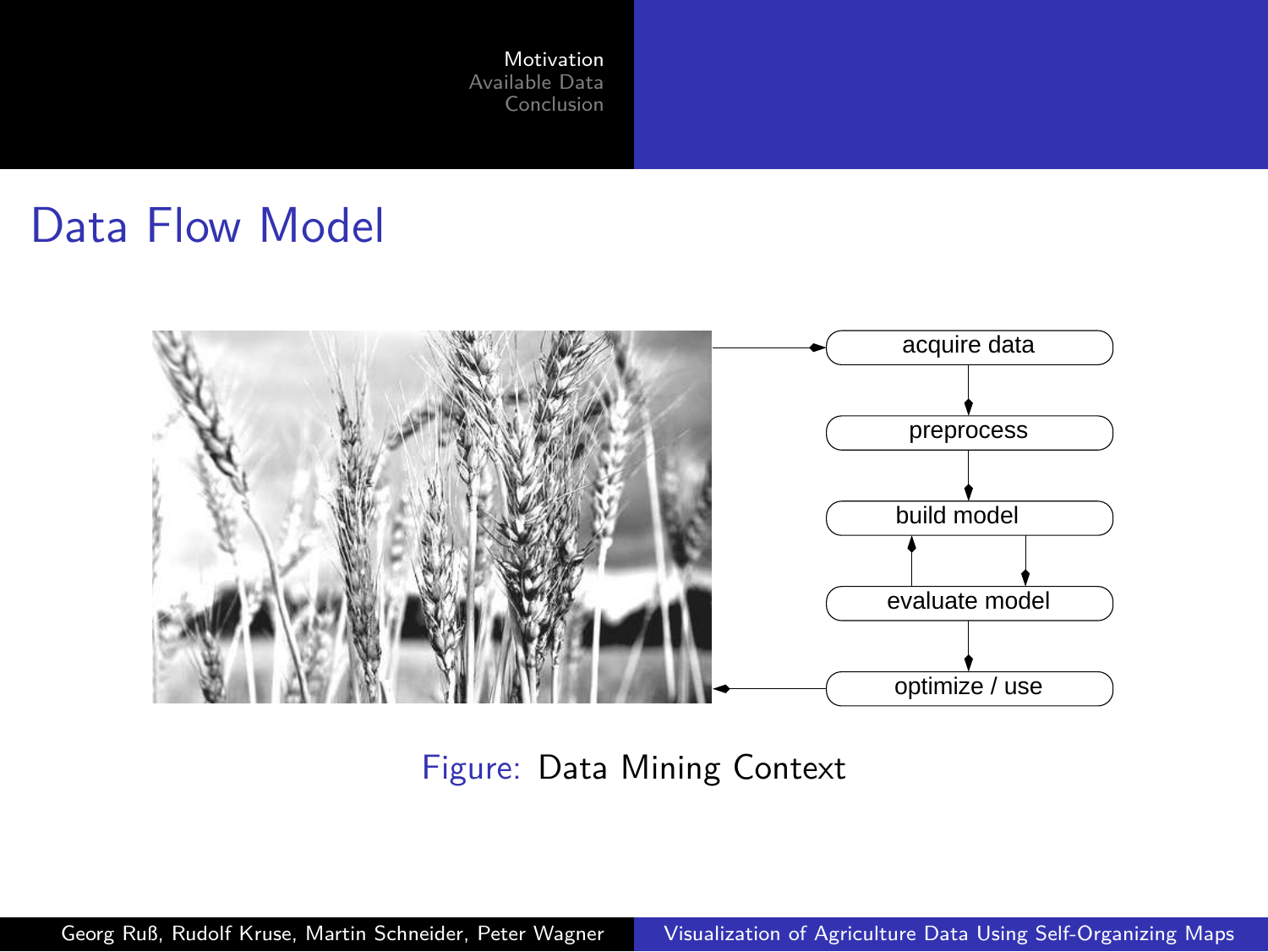# Data Flow Model

acquire data

preprocess

build model

evaluate model

optimize / use

Figure: Data Mining Context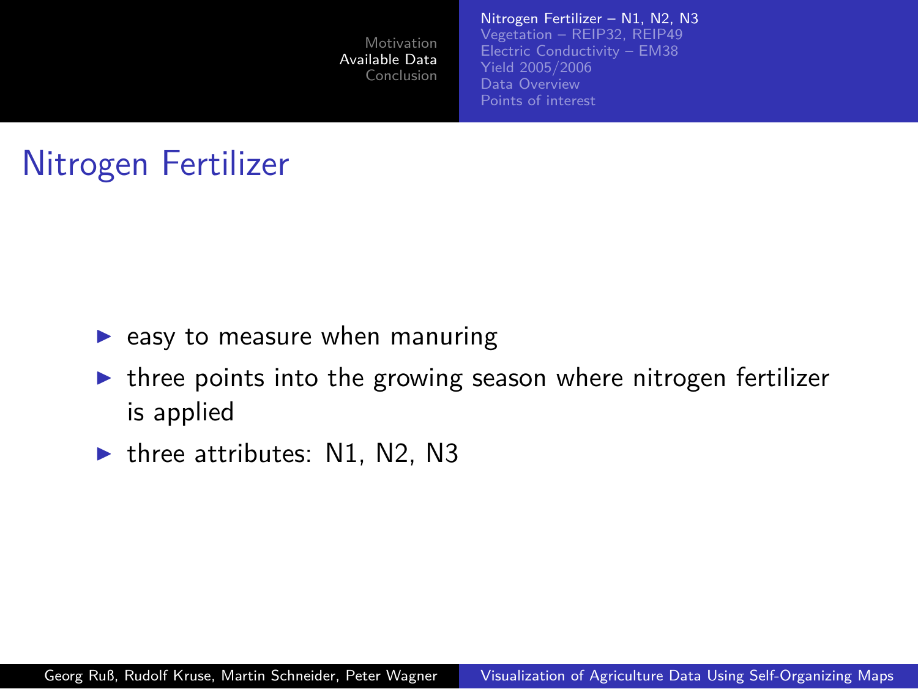# Nitrogen Fertilizer

- easy to measure when manuring
- three points into the growing season where nitrogen fertilizer is applied
- three attributes: N1, N2, N3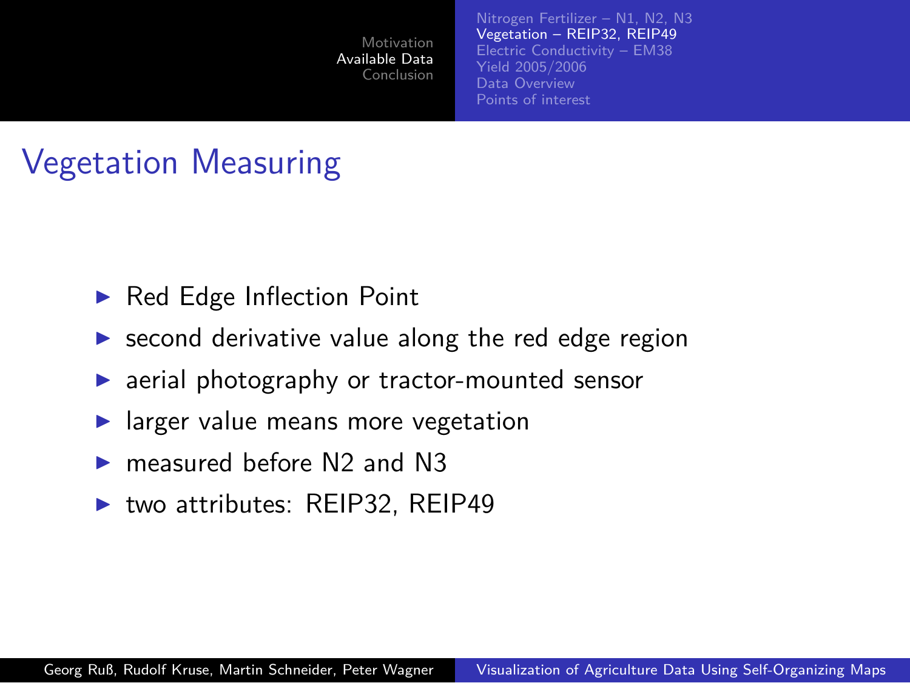# Vegetation Measuring

- Red Edge Inflection Point
- second derivative value along the red edge region
- aerial photography or tractor-mounted sensor
- larger value means more vegetation
- measured before N2 and N3
- two attributes: REIP32, REIP49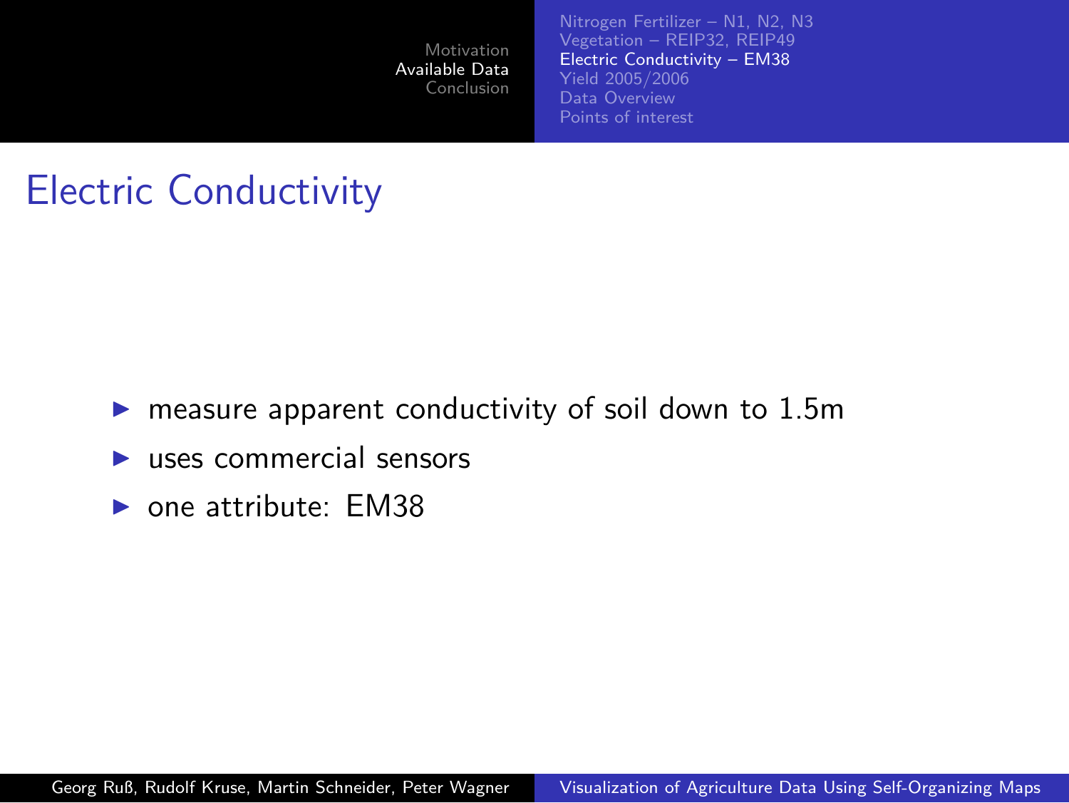# Electric Conductivity

- measure apparent conductivity of soil down to 1.5m
- uses commercial sensors
- one attribute: EM38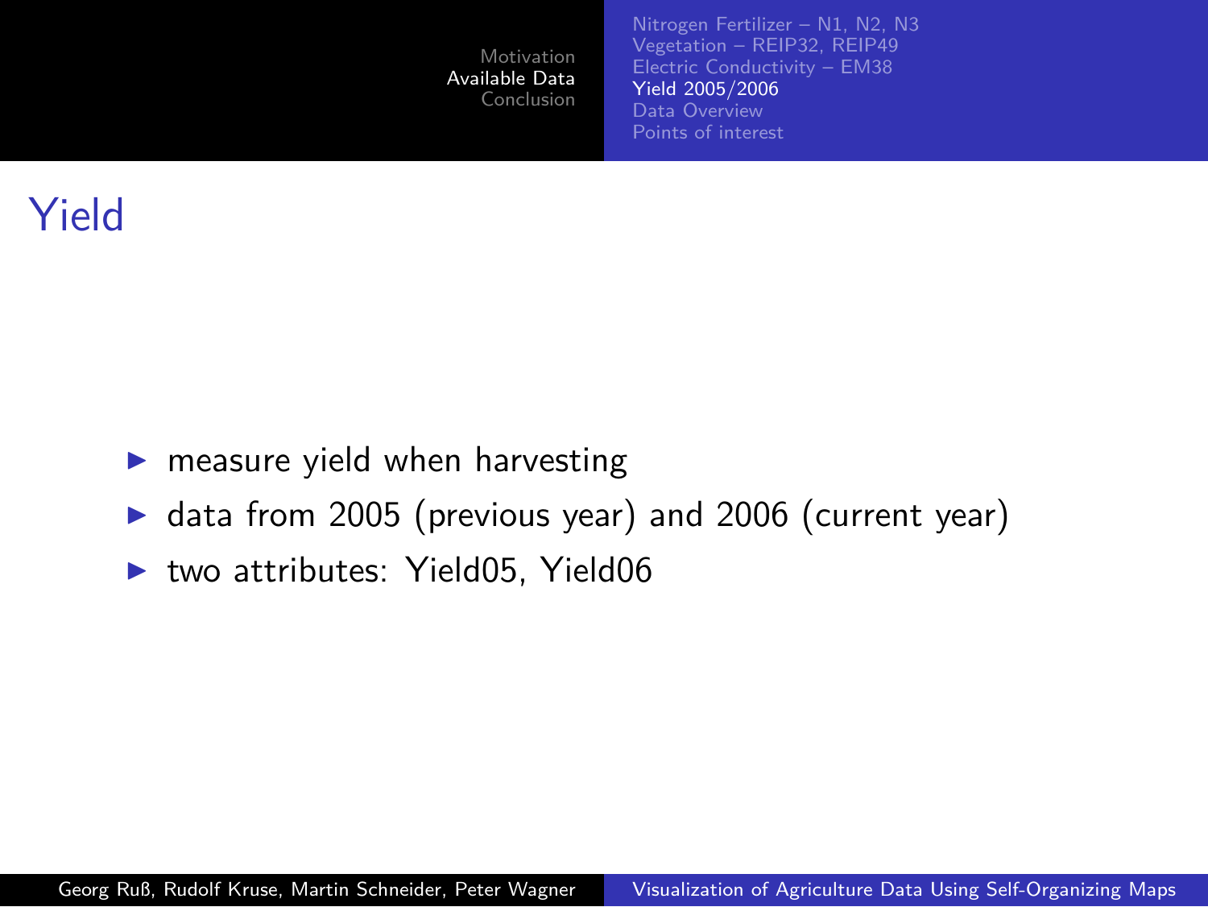# Yield

- measure yield when harvesting
- data from 2005 (previous year) and 2006 (current year)
- two attributes: Yield05, Yield06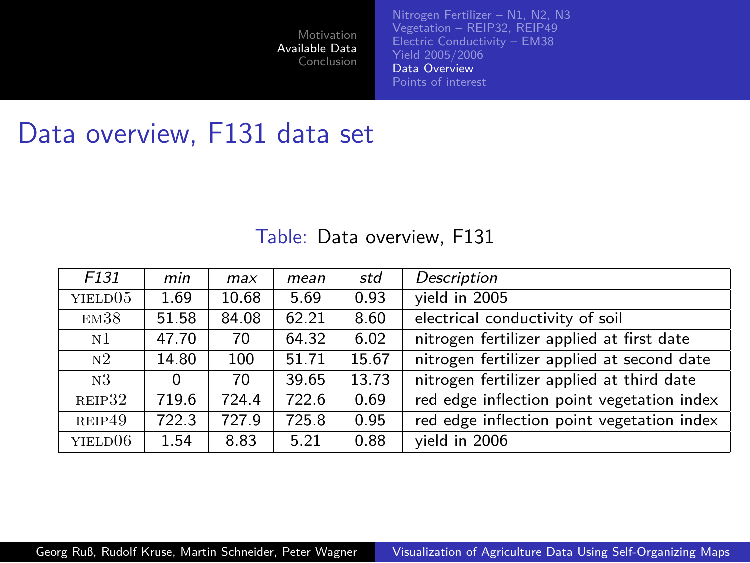# Data overview, F131 data set

Table: Data overview, F131

| *F131* | *min* | *max* | *mean* | *std* | *Description* |
|---|---|---|---|---|---|
| YIELD05 | 1.69 | 10.68 | 5.69 | 0.93 | yield in 2005 |
| EM38 | 51.58 | 84.08 | 62.21 | 8.60 | electrical conductivity of soil |
| N1 | 47.70 | 70 | 64.32 | 6.02 | nitrogen fertilizer applied at first date |
| N2 | 14.80 | 100 | 51.71 | 15.67 | nitrogen fertilizer applied at second date |
| N3 | 0 | 70 | 39.65 | 13.73 | nitrogen fertilizer applied at third date |
| REIP32 | 719.6 | 724.4 | 722.6 | 0.69 | red edge inflection point vegetation index |
| REIP49 | 722.3 | 727.9 | 725.8 | 0.95 | red edge inflection point vegetation index |
| YIELD06 | 1.54 | 8.83 | 5.21 | 0.88 | yield in 2006 |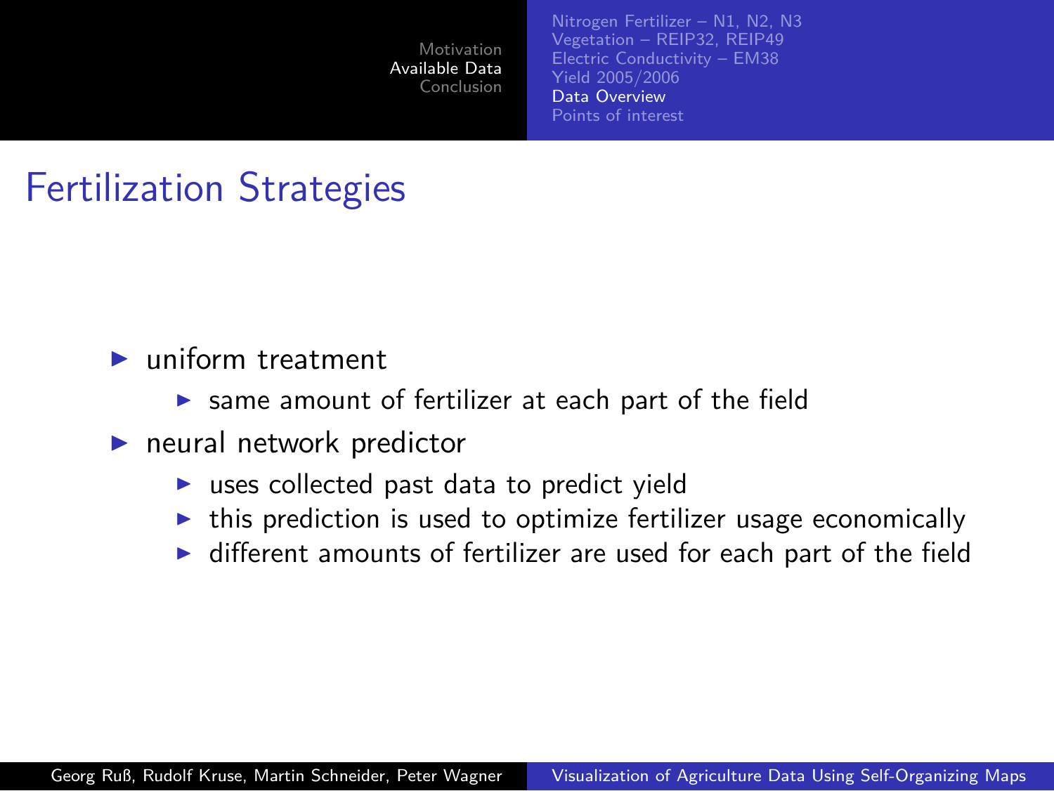# Fertilization Strategies

- uniform treatment
  - same amount of fertilizer at each part of the field
- neural network predictor
  - uses collected past data to predict yield
  - this prediction is used to optimize fertilizer usage economically
  - different amounts of fertilizer are used for each part of the field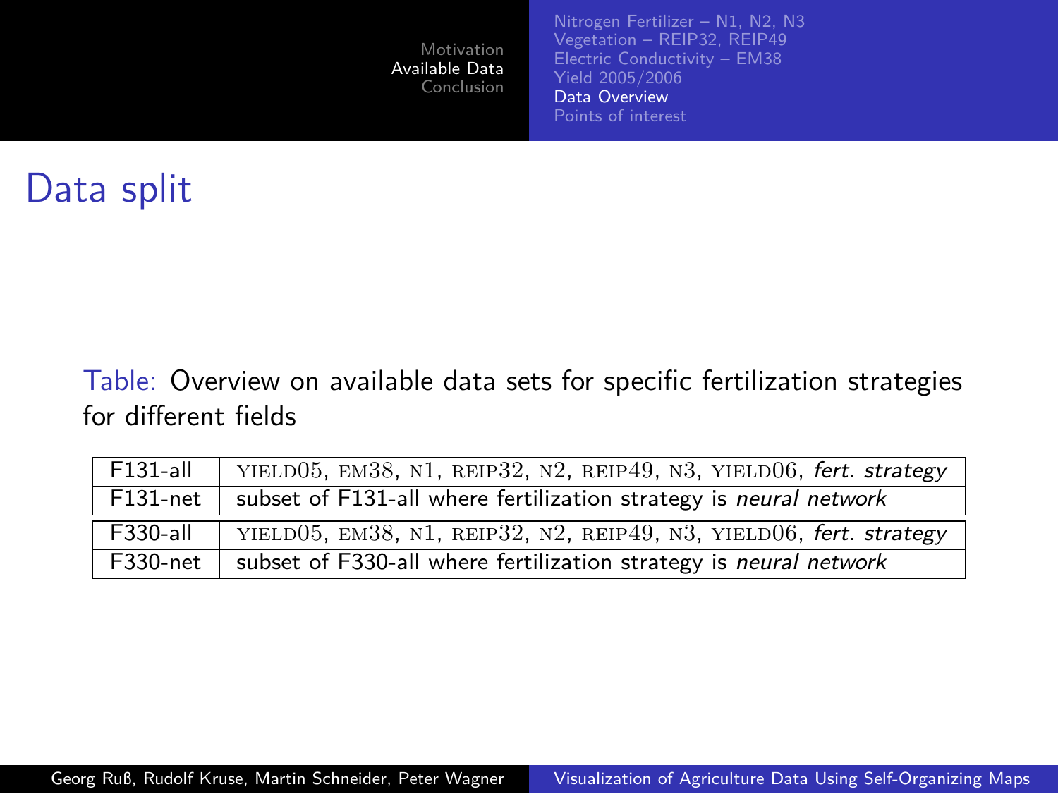# Data split

Table: Overview on available data sets for specific fertilization strategies for different fields

| | |
|---|---|
| F131-all | YIELD05, EM38, N1, REIP32, N2, REIP49, N3, YIELD06, *fert. strategy* |
| F131-net | subset of F131-all where fertilization strategy is *neural network* |
| F330-all | YIELD05, EM38, N1, REIP32, N2, REIP49, N3, YIELD06, *fert. strategy* |
| F330-net | subset of F330-all where fertilization strategy is *neural network* |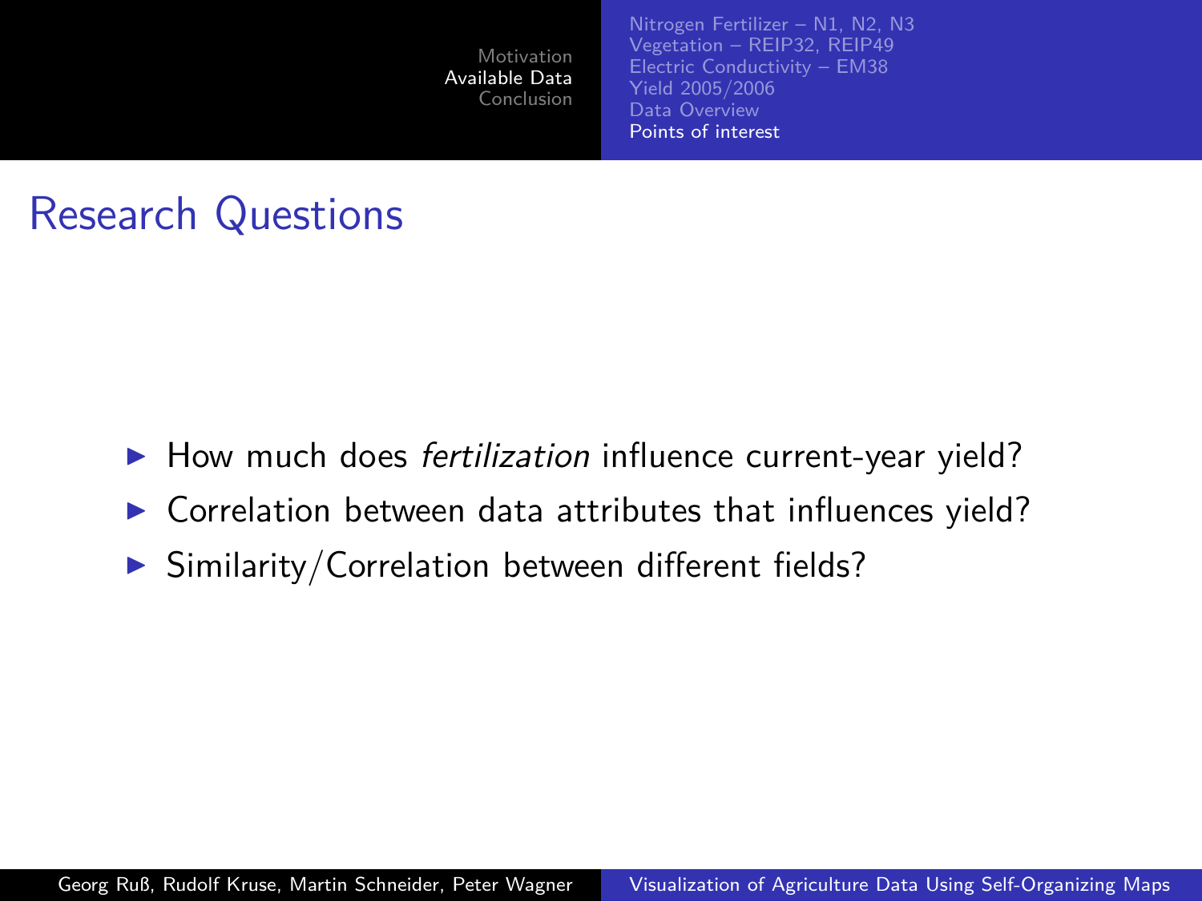# Research Questions

- How much does *fertilization* influence current-year yield?
- Correlation between data attributes that influences yield?
- Similarity/Correlation between different fields?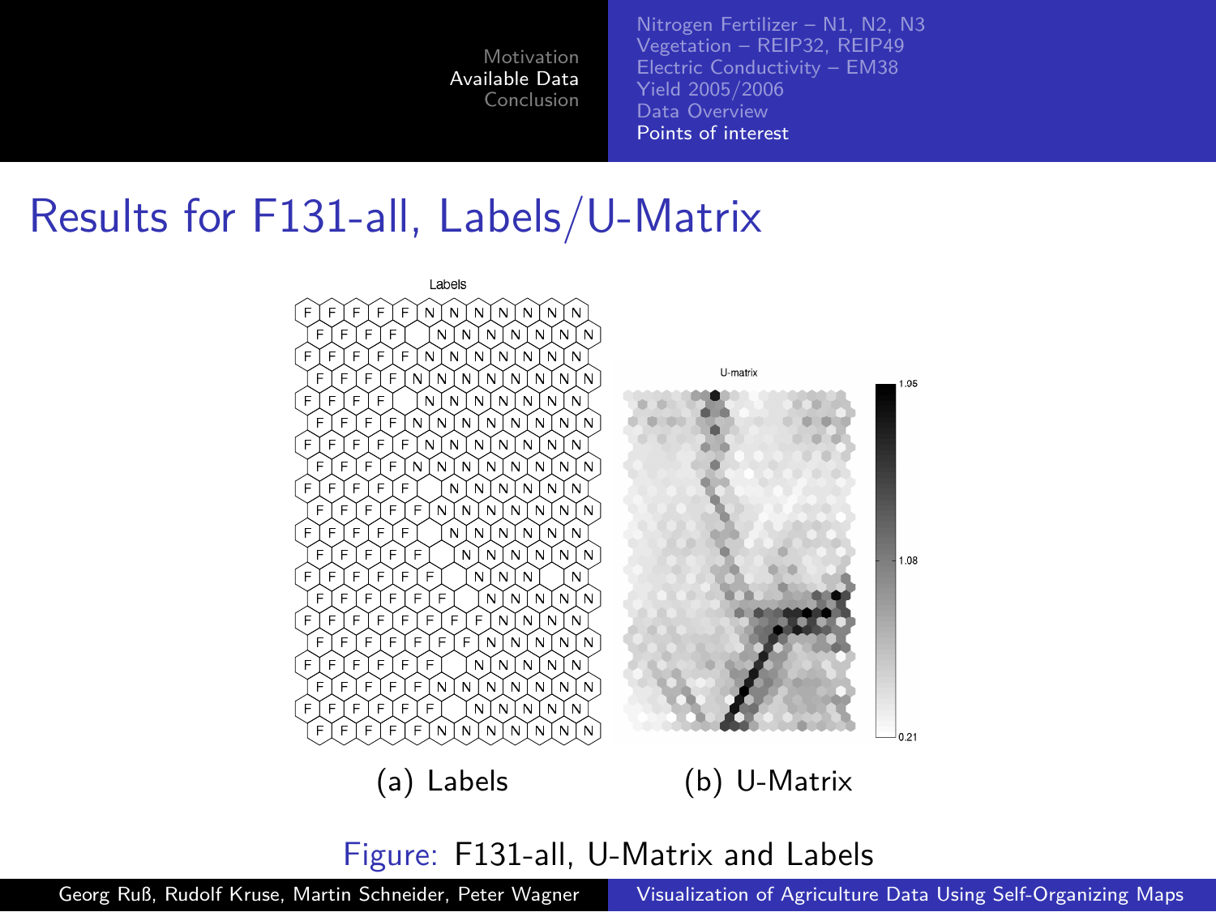# Results for F131-all, Labels/U-Matrix

(a) Labels

(b) U-Matrix

Figure: F131-all, U-Matrix and Labels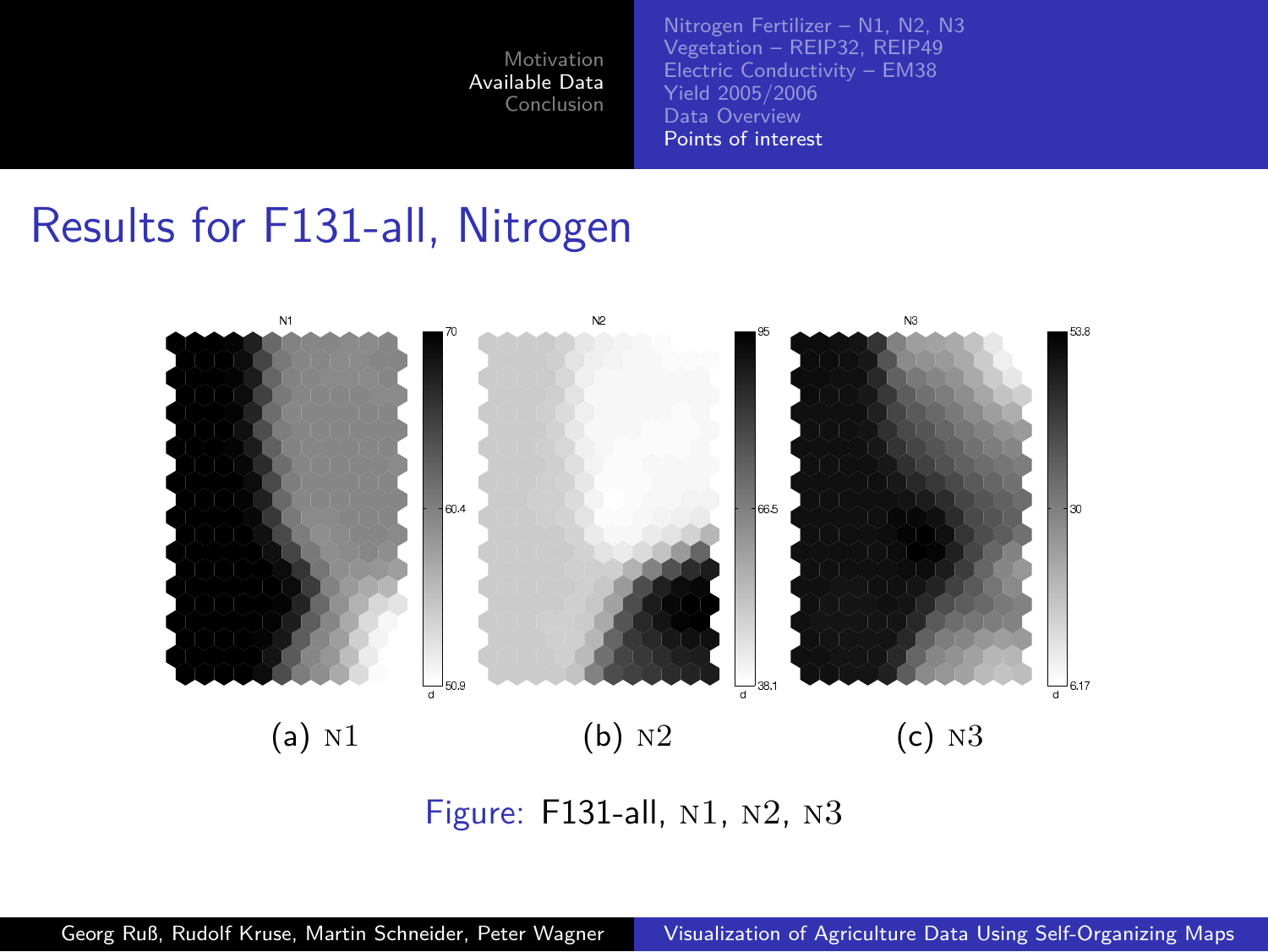# Results for F131-all, Nitrogen

(a) N1

(b) N2

(c) N3

Figure: F131-all, N1, N2, N3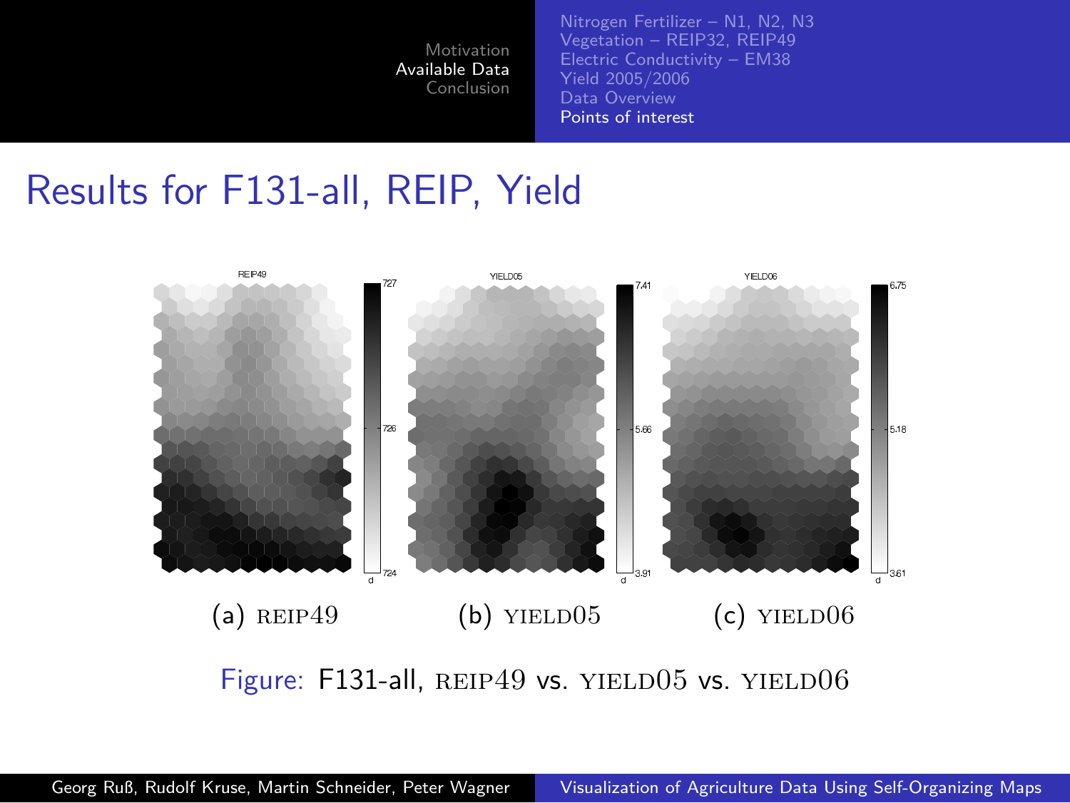## Results for F131-all, REIP, Yield

(a) REIP49

(b) YIELD05

(c) YIELD06

Figure: F131-all, REIP49 vs. YIELD05 vs. YIELD06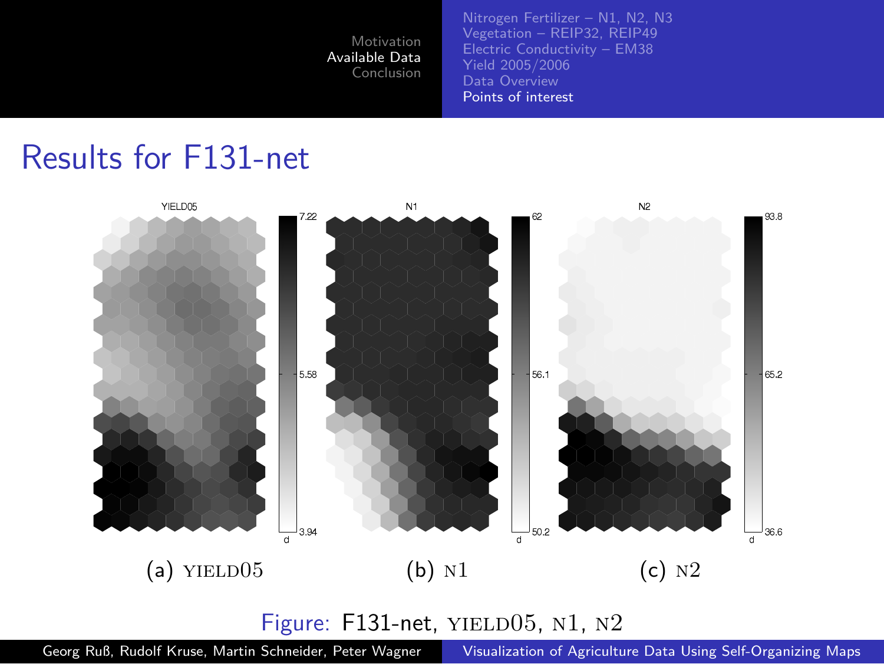# Results for F131-net

(a) YIELD05

(b) N1

(c) N2

Figure: F131-net, YIELD05, N1, N2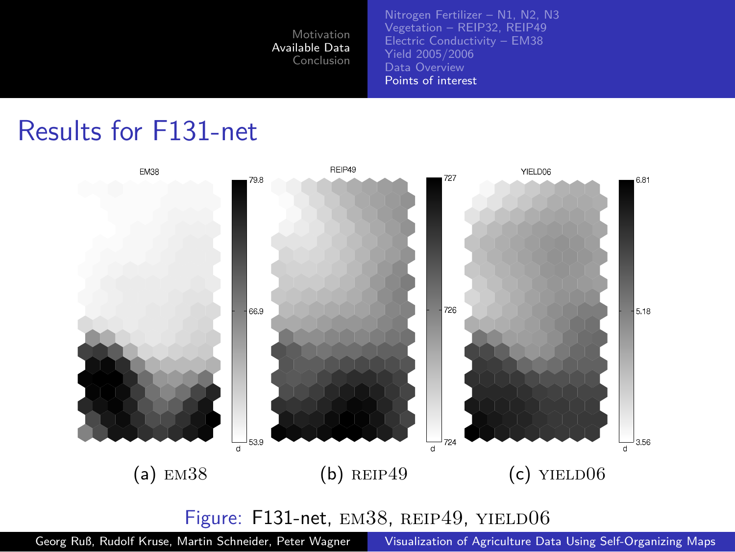# Results for F131-net

(a) EM38

(b) REIP49

(c) YIELD06

Figure: F131-net, EM38, REIP49, YIELD06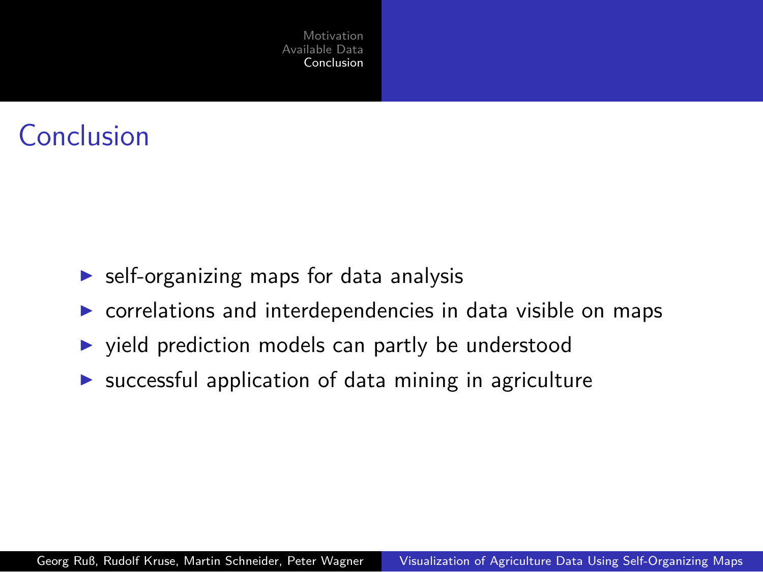# Conclusion

- self-organizing maps for data analysis
- correlations and interdependencies in data visible on maps
- yield prediction models can partly be understood
- successful application of data mining in agriculture